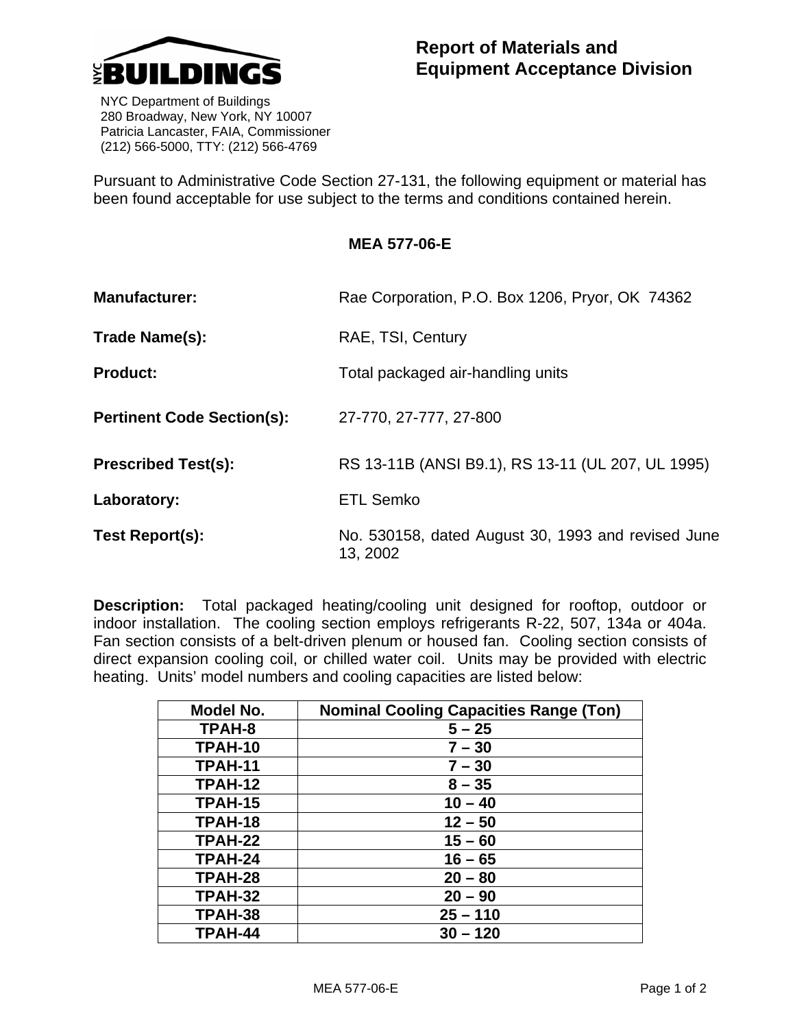NYC BUILDINGS

NYC Department of Buildings
280 Broadway, New York, NY 10007
Patricia Lancaster, FAIA, Commissioner
(212) 566-5000, TTY: (212) 566-4769

# Report of Materials and Equipment Acceptance Division

Pursuant to Administrative Code Section 27-131, the following equipment or material has been found acceptable for use subject to the terms and conditions contained herein.

## MEA 577-06-E

**Manufacturer:** Rae Corporation, P.O. Box 1206, Pryor, OK 74362

**Trade Name(s):** RAE, TSI, Century

**Product:** Total packaged air-handling units

**Pertinent Code Section(s):** 27-770, 27-777, 27-800

**Prescribed Test(s):** RS 13-11B (ANSI B9.1), RS 13-11 (UL 207, UL 1995)

**Laboratory:** ETL Semko

**Test Report(s):** No. 530158, dated August 30, 1993 and revised June 13, 2002

**Description:** Total packaged heating/cooling unit designed for rooftop, outdoor or indoor installation. The cooling section employs refrigerants R-22, 507, 134a or 404a. Fan section consists of a belt-driven plenum or housed fan. Cooling section consists of direct expansion cooling coil, or chilled water coil. Units may be provided with electric heating. Units' model numbers and cooling capacities are listed below:

| Model No. | Nominal Cooling Capacities Range (Ton) |
| --- | --- |
| TPAH-8 | 5 – 25 |
| TPAH-10 | 7 – 30 |
| TPAH-11 | 7 – 30 |
| TPAH-12 | 8 – 35 |
| TPAH-15 | 10 – 40 |
| TPAH-18 | 12 – 50 |
| TPAH-22 | 15 – 60 |
| TPAH-24 | 16 – 65 |
| TPAH-28 | 20 – 80 |
| TPAH-32 | 20 – 90 |
| TPAH-38 | 25 – 110 |
| TPAH-44 | 30 – 120 |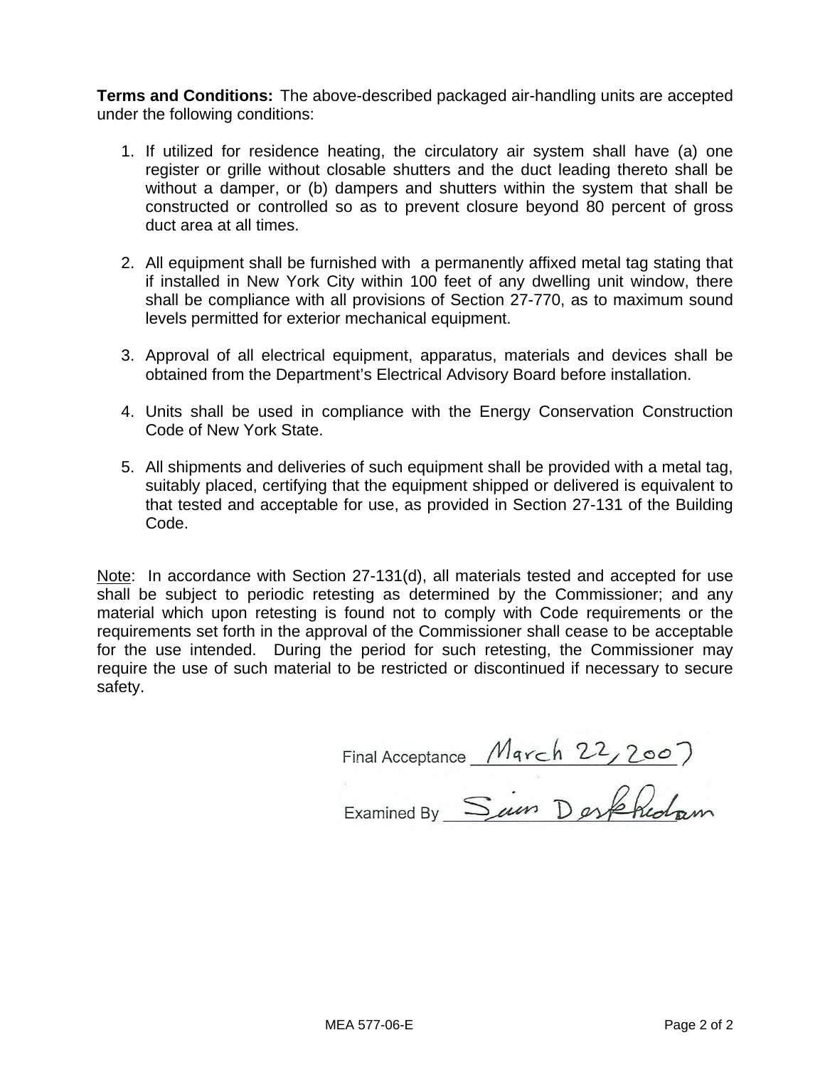**Terms and Conditions:** The above-described packaged air-handling units are accepted under the following conditions:

1. If utilized for residence heating, the circulatory air system shall have (a) one register or grille without closable shutters and the duct leading thereto shall be without a damper, or (b) dampers and shutters within the system that shall be constructed or controlled so as to prevent closure beyond 80 percent of gross duct area at all times.

2. All equipment shall be furnished with a permanently affixed metal tag stating that if installed in New York City within 100 feet of any dwelling unit window, there shall be compliance with all provisions of Section 27-770, as to maximum sound levels permitted for exterior mechanical equipment.

3. Approval of all electrical equipment, apparatus, materials and devices shall be obtained from the Department's Electrical Advisory Board before installation.

4. Units shall be used in compliance with the Energy Conservation Construction Code of New York State.

5. All shipments and deliveries of such equipment shall be provided with a metal tag, suitably placed, certifying that the equipment shipped or delivered is equivalent to that tested and acceptable for use, as provided in Section 27-131 of the Building Code.

Note: In accordance with Section 27-131(d), all materials tested and accepted for use shall be subject to periodic retesting as determined by the Commissioner; and any material which upon retesting is found not to comply with Code requirements or the requirements set forth in the approval of the Commissioner shall cease to be acceptable for the use intended. During the period for such retesting, the Commissioner may require the use of such material to be restricted or discontinued if necessary to secure safety.

Final Acceptance March 22, 2007

Examined By Sam Derkhedam

MEA 577-06-E